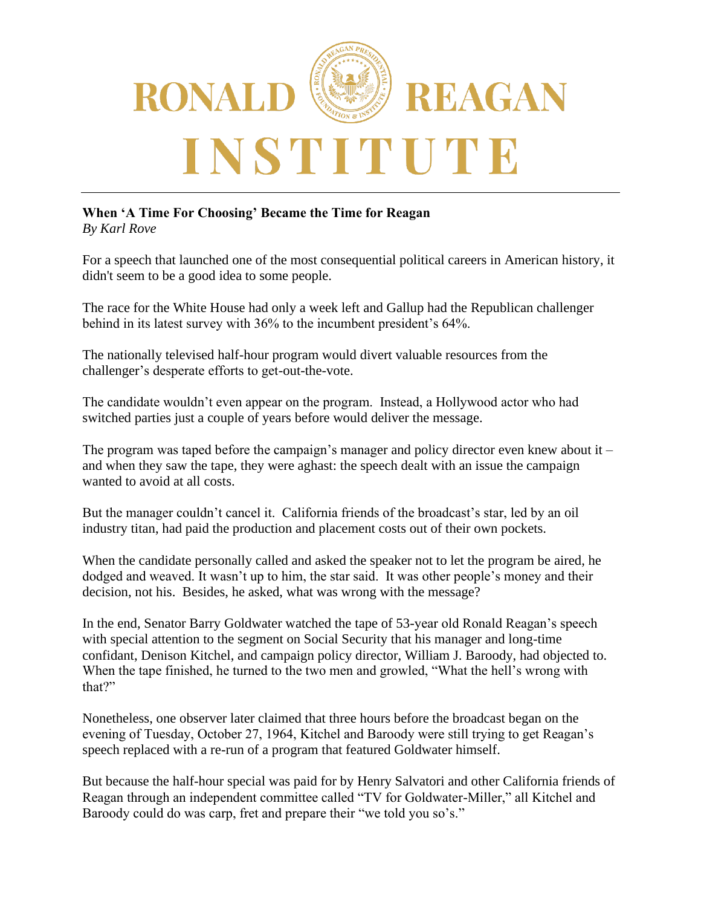# RONALD REAGAN INSTITUTE

**When 'A Time For Choosing' Became the Time for Reagan**
*By Karl Rove*

For a speech that launched one of the most consequential political careers in American history, it didn't seem to be a good idea to some people.

The race for the White House had only a week left and Gallup had the Republican challenger behind in its latest survey with 36% to the incumbent president's 64%.

The nationally televised half-hour program would divert valuable resources from the challenger's desperate efforts to get-out-the-vote.

The candidate wouldn't even appear on the program. Instead, a Hollywood actor who had switched parties just a couple of years before would deliver the message.

The program was taped before the campaign's manager and policy director even knew about it – and when they saw the tape, they were aghast: the speech dealt with an issue the campaign wanted to avoid at all costs.

But the manager couldn't cancel it. California friends of the broadcast's star, led by an oil industry titan, had paid the production and placement costs out of their own pockets.

When the candidate personally called and asked the speaker not to let the program be aired, he dodged and weaved. It wasn't up to him, the star said. It was other people's money and their decision, not his. Besides, he asked, what was wrong with the message?

In the end, Senator Barry Goldwater watched the tape of 53-year old Ronald Reagan's speech with special attention to the segment on Social Security that his manager and long-time confidant, Denison Kitchel, and campaign policy director, William J. Baroody, had objected to. When the tape finished, he turned to the two men and growled, "What the hell's wrong with that?"

Nonetheless, one observer later claimed that three hours before the broadcast began on the evening of Tuesday, October 27, 1964, Kitchel and Baroody were still trying to get Reagan's speech replaced with a re-run of a program that featured Goldwater himself.

But because the half-hour special was paid for by Henry Salvatori and other California friends of Reagan through an independent committee called "TV for Goldwater-Miller," all Kitchel and Baroody could do was carp, fret and prepare their "we told you so's."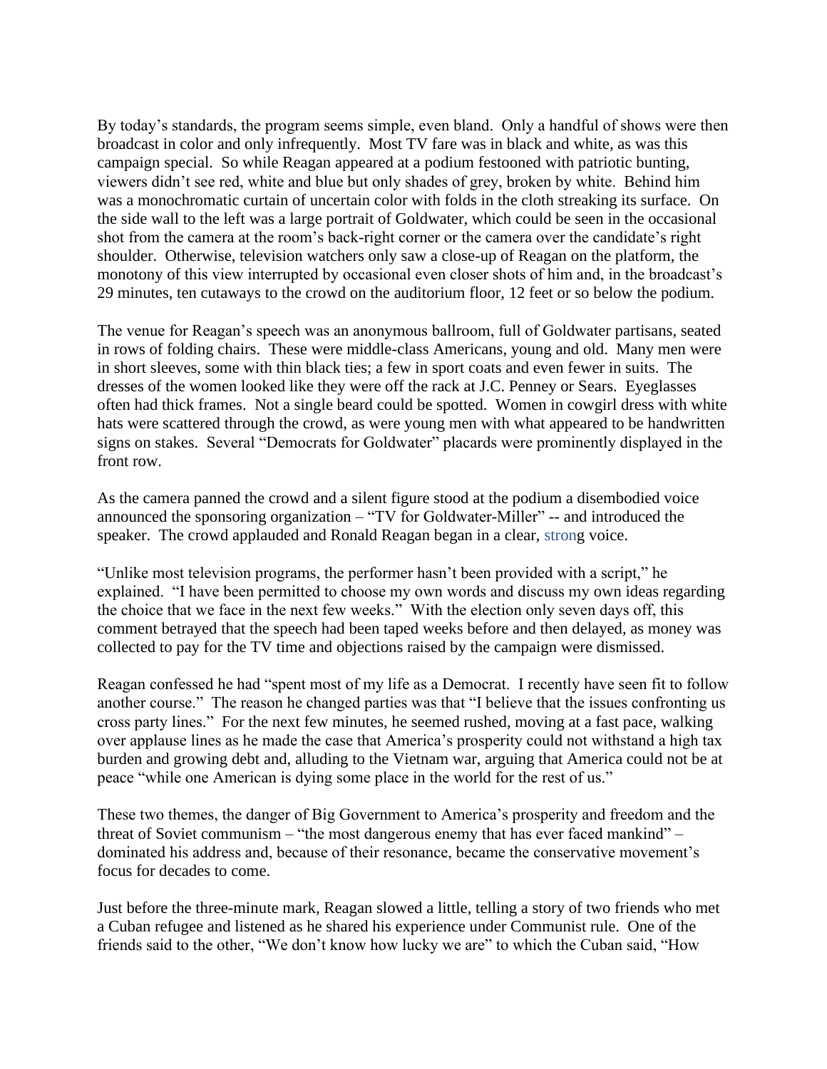By today's standards, the program seems simple, even bland. Only a handful of shows were then broadcast in color and only infrequently. Most TV fare was in black and white, as was this campaign special. So while Reagan appeared at a podium festooned with patriotic bunting, viewers didn't see red, white and blue but only shades of grey, broken by white. Behind him was a monochromatic curtain of uncertain color with folds in the cloth streaking its surface. On the side wall to the left was a large portrait of Goldwater, which could be seen in the occasional shot from the camera at the room's back-right corner or the camera over the candidate's right shoulder. Otherwise, television watchers only saw a close-up of Reagan on the platform, the monotony of this view interrupted by occasional even closer shots of him and, in the broadcast's 29 minutes, ten cutaways to the crowd on the auditorium floor, 12 feet or so below the podium.

The venue for Reagan's speech was an anonymous ballroom, full of Goldwater partisans, seated in rows of folding chairs. These were middle-class Americans, young and old. Many men were in short sleeves, some with thin black ties; a few in sport coats and even fewer in suits. The dresses of the women looked like they were off the rack at J.C. Penney or Sears. Eyeglasses often had thick frames. Not a single beard could be spotted. Women in cowgirl dress with white hats were scattered through the crowd, as were young men with what appeared to be handwritten signs on stakes. Several "Democrats for Goldwater" placards were prominently displayed in the front row.

As the camera panned the crowd and a silent figure stood at the podium a disembodied voice announced the sponsoring organization – "TV for Goldwater-Miller" -- and introduced the speaker. The crowd applauded and Ronald Reagan began in a clear, strong voice.

"Unlike most television programs, the performer hasn't been provided with a script," he explained. "I have been permitted to choose my own words and discuss my own ideas regarding the choice that we face in the next few weeks." With the election only seven days off, this comment betrayed that the speech had been taped weeks before and then delayed, as money was collected to pay for the TV time and objections raised by the campaign were dismissed.

Reagan confessed he had "spent most of my life as a Democrat. I recently have seen fit to follow another course." The reason he changed parties was that "I believe that the issues confronting us cross party lines." For the next few minutes, he seemed rushed, moving at a fast pace, walking over applause lines as he made the case that America's prosperity could not withstand a high tax burden and growing debt and, alluding to the Vietnam war, arguing that America could not be at peace "while one American is dying some place in the world for the rest of us."

These two themes, the danger of Big Government to America's prosperity and freedom and the threat of Soviet communism – "the most dangerous enemy that has ever faced mankind" – dominated his address and, because of their resonance, became the conservative movement's focus for decades to come.

Just before the three-minute mark, Reagan slowed a little, telling a story of two friends who met a Cuban refugee and listened as he shared his experience under Communist rule. One of the friends said to the other, "We don't know how lucky we are" to which the Cuban said, "How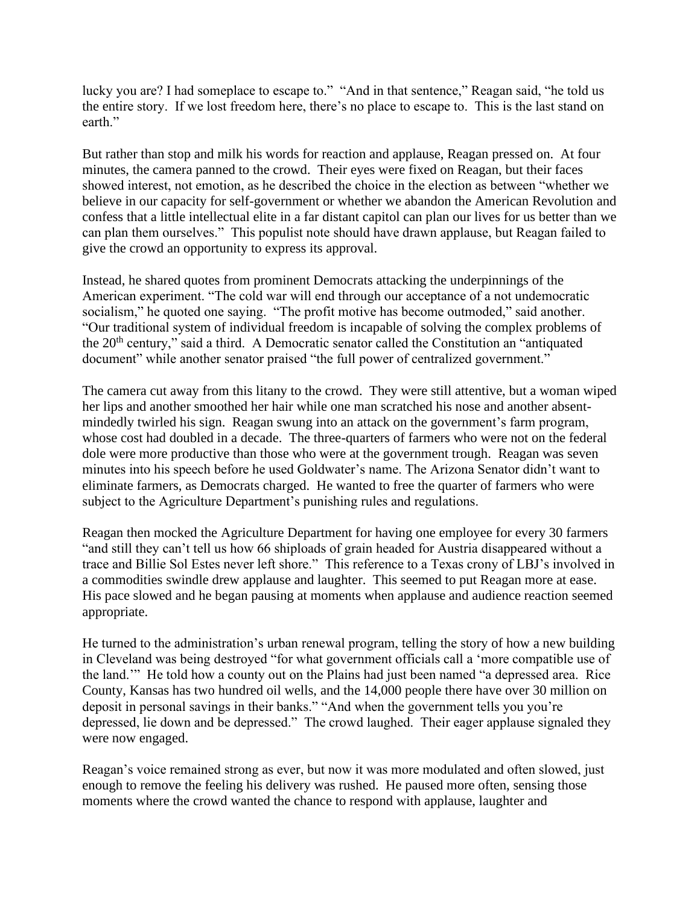lucky you are? I had someplace to escape to." "And in that sentence," Reagan said, "he told us the entire story. If we lost freedom here, there's no place to escape to. This is the last stand on earth."

But rather than stop and milk his words for reaction and applause, Reagan pressed on. At four minutes, the camera panned to the crowd. Their eyes were fixed on Reagan, but their faces showed interest, not emotion, as he described the choice in the election as between "whether we believe in our capacity for self-government or whether we abandon the American Revolution and confess that a little intellectual elite in a far distant capitol can plan our lives for us better than we can plan them ourselves." This populist note should have drawn applause, but Reagan failed to give the crowd an opportunity to express its approval.

Instead, he shared quotes from prominent Democrats attacking the underpinnings of the American experiment. "The cold war will end through our acceptance of a not undemocratic socialism," he quoted one saying. "The profit motive has become outmoded," said another. "Our traditional system of individual freedom is incapable of solving the complex problems of the 20th century," said a third. A Democratic senator called the Constitution an "antiquated document" while another senator praised "the full power of centralized government."

The camera cut away from this litany to the crowd. They were still attentive, but a woman wiped her lips and another smoothed her hair while one man scratched his nose and another absent-mindedly twirled his sign. Reagan swung into an attack on the government's farm program, whose cost had doubled in a decade. The three-quarters of farmers who were not on the federal dole were more productive than those who were at the government trough. Reagan was seven minutes into his speech before he used Goldwater's name. The Arizona Senator didn't want to eliminate farmers, as Democrats charged. He wanted to free the quarter of farmers who were subject to the Agriculture Department's punishing rules and regulations.

Reagan then mocked the Agriculture Department for having one employee for every 30 farmers "and still they can't tell us how 66 shiploads of grain headed for Austria disappeared without a trace and Billie Sol Estes never left shore." This reference to a Texas crony of LBJ's involved in a commodities swindle drew applause and laughter. This seemed to put Reagan more at ease. His pace slowed and he began pausing at moments when applause and audience reaction seemed appropriate.

He turned to the administration's urban renewal program, telling the story of how a new building in Cleveland was being destroyed "for what government officials call a 'more compatible use of the land.'" He told how a county out on the Plains had just been named "a depressed area. Rice County, Kansas has two hundred oil wells, and the 14,000 people there have over 30 million on deposit in personal savings in their banks." "And when the government tells you you're depressed, lie down and be depressed." The crowd laughed. Their eager applause signaled they were now engaged.

Reagan's voice remained strong as ever, but now it was more modulated and often slowed, just enough to remove the feeling his delivery was rushed. He paused more often, sensing those moments where the crowd wanted the chance to respond with applause, laughter and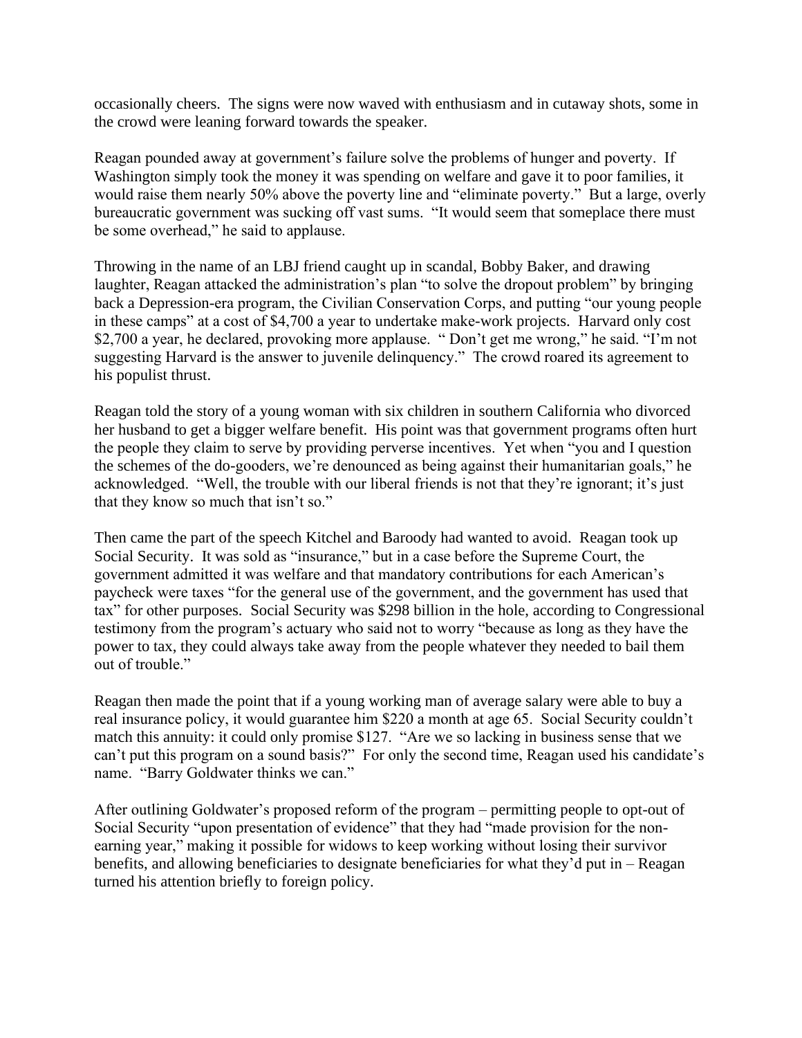occasionally cheers. The signs were now waved with enthusiasm and in cutaway shots, some in the crowd were leaning forward towards the speaker.

Reagan pounded away at government's failure solve the problems of hunger and poverty. If Washington simply took the money it was spending on welfare and gave it to poor families, it would raise them nearly 50% above the poverty line and "eliminate poverty." But a large, overly bureaucratic government was sucking off vast sums. "It would seem that someplace there must be some overhead," he said to applause.

Throwing in the name of an LBJ friend caught up in scandal, Bobby Baker, and drawing laughter, Reagan attacked the administration's plan "to solve the dropout problem" by bringing back a Depression-era program, the Civilian Conservation Corps, and putting "our young people in these camps" at a cost of $4,700 a year to undertake make-work projects. Harvard only cost $2,700 a year, he declared, provoking more applause. " Don't get me wrong," he said. "I'm not suggesting Harvard is the answer to juvenile delinquency." The crowd roared its agreement to his populist thrust.

Reagan told the story of a young woman with six children in southern California who divorced her husband to get a bigger welfare benefit. His point was that government programs often hurt the people they claim to serve by providing perverse incentives. Yet when "you and I question the schemes of the do-gooders, we're denounced as being against their humanitarian goals," he acknowledged. "Well, the trouble with our liberal friends is not that they're ignorant; it's just that they know so much that isn't so."

Then came the part of the speech Kitchel and Baroody had wanted to avoid. Reagan took up Social Security. It was sold as "insurance," but in a case before the Supreme Court, the government admitted it was welfare and that mandatory contributions for each American's paycheck were taxes "for the general use of the government, and the government has used that tax" for other purposes. Social Security was $298 billion in the hole, according to Congressional testimony from the program's actuary who said not to worry "because as long as they have the power to tax, they could always take away from the people whatever they needed to bail them out of trouble."

Reagan then made the point that if a young working man of average salary were able to buy a real insurance policy, it would guarantee him $220 a month at age 65. Social Security couldn't match this annuity: it could only promise $127. "Are we so lacking in business sense that we can't put this program on a sound basis?" For only the second time, Reagan used his candidate's name. "Barry Goldwater thinks we can."

After outlining Goldwater's proposed reform of the program – permitting people to opt-out of Social Security "upon presentation of evidence" that they had "made provision for the non-earning year," making it possible for widows to keep working without losing their survivor benefits, and allowing beneficiaries to designate beneficiaries for what they'd put in – Reagan turned his attention briefly to foreign policy.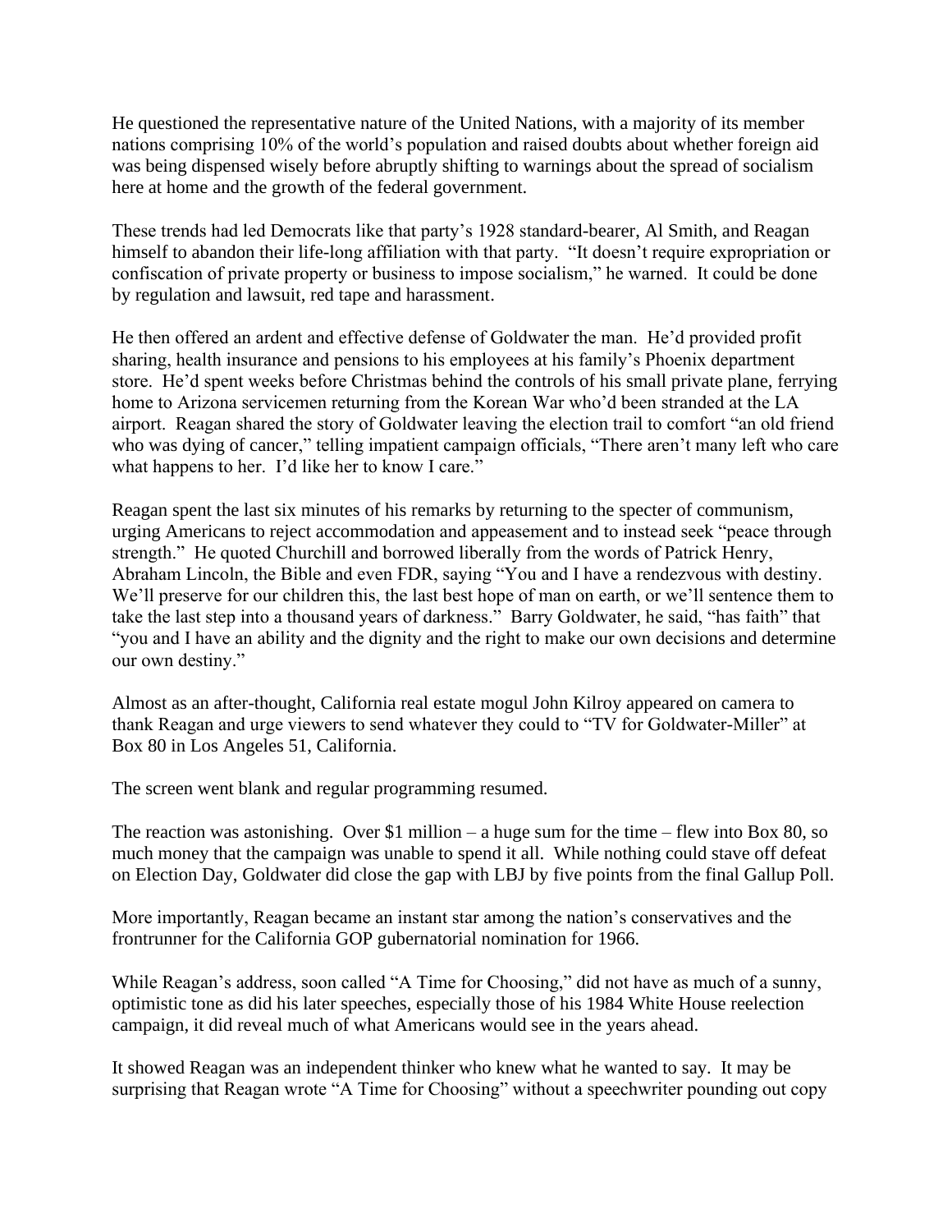He questioned the representative nature of the United Nations, with a majority of its member nations comprising 10% of the world's population and raised doubts about whether foreign aid was being dispensed wisely before abruptly shifting to warnings about the spread of socialism here at home and the growth of the federal government.

These trends had led Democrats like that party's 1928 standard-bearer, Al Smith, and Reagan himself to abandon their life-long affiliation with that party. "It doesn't require expropriation or confiscation of private property or business to impose socialism," he warned. It could be done by regulation and lawsuit, red tape and harassment.

He then offered an ardent and effective defense of Goldwater the man. He'd provided profit sharing, health insurance and pensions to his employees at his family's Phoenix department store. He'd spent weeks before Christmas behind the controls of his small private plane, ferrying home to Arizona servicemen returning from the Korean War who'd been stranded at the LA airport. Reagan shared the story of Goldwater leaving the election trail to comfort "an old friend who was dying of cancer," telling impatient campaign officials, "There aren't many left who care what happens to her. I'd like her to know I care."

Reagan spent the last six minutes of his remarks by returning to the specter of communism, urging Americans to reject accommodation and appeasement and to instead seek "peace through strength." He quoted Churchill and borrowed liberally from the words of Patrick Henry, Abraham Lincoln, the Bible and even FDR, saying "You and I have a rendezvous with destiny. We'll preserve for our children this, the last best hope of man on earth, or we'll sentence them to take the last step into a thousand years of darkness." Barry Goldwater, he said, "has faith" that "you and I have an ability and the dignity and the right to make our own decisions and determine our own destiny."

Almost as an after-thought, California real estate mogul John Kilroy appeared on camera to thank Reagan and urge viewers to send whatever they could to "TV for Goldwater-Miller" at Box 80 in Los Angeles 51, California.

The screen went blank and regular programming resumed.

The reaction was astonishing. Over $1 million – a huge sum for the time – flew into Box 80, so much money that the campaign was unable to spend it all. While nothing could stave off defeat on Election Day, Goldwater did close the gap with LBJ by five points from the final Gallup Poll.

More importantly, Reagan became an instant star among the nation's conservatives and the frontrunner for the California GOP gubernatorial nomination for 1966.

While Reagan's address, soon called "A Time for Choosing," did not have as much of a sunny, optimistic tone as did his later speeches, especially those of his 1984 White House reelection campaign, it did reveal much of what Americans would see in the years ahead.

It showed Reagan was an independent thinker who knew what he wanted to say. It may be surprising that Reagan wrote "A Time for Choosing" without a speechwriter pounding out copy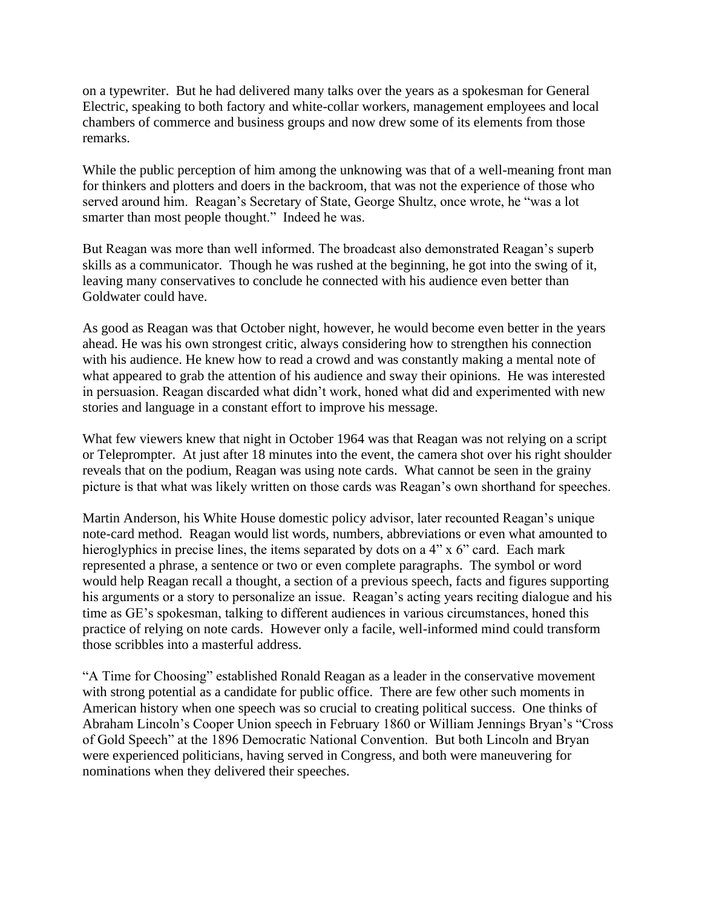on a typewriter. But he had delivered many talks over the years as a spokesman for General Electric, speaking to both factory and white-collar workers, management employees and local chambers of commerce and business groups and now drew some of its elements from those remarks.

While the public perception of him among the unknowing was that of a well-meaning front man for thinkers and plotters and doers in the backroom, that was not the experience of those who served around him. Reagan's Secretary of State, George Shultz, once wrote, he "was a lot smarter than most people thought." Indeed he was.

But Reagan was more than well informed. The broadcast also demonstrated Reagan's superb skills as a communicator. Though he was rushed at the beginning, he got into the swing of it, leaving many conservatives to conclude he connected with his audience even better than Goldwater could have.

As good as Reagan was that October night, however, he would become even better in the years ahead. He was his own strongest critic, always considering how to strengthen his connection with his audience. He knew how to read a crowd and was constantly making a mental note of what appeared to grab the attention of his audience and sway their opinions. He was interested in persuasion. Reagan discarded what didn't work, honed what did and experimented with new stories and language in a constant effort to improve his message.

What few viewers knew that night in October 1964 was that Reagan was not relying on a script or Teleprompter. At just after 18 minutes into the event, the camera shot over his right shoulder reveals that on the podium, Reagan was using note cards. What cannot be seen in the grainy picture is that what was likely written on those cards was Reagan's own shorthand for speeches.

Martin Anderson, his White House domestic policy advisor, later recounted Reagan's unique note-card method. Reagan would list words, numbers, abbreviations or even what amounted to hieroglyphics in precise lines, the items separated by dots on a 4" x 6" card. Each mark represented a phrase, a sentence or two or even complete paragraphs. The symbol or word would help Reagan recall a thought, a section of a previous speech, facts and figures supporting his arguments or a story to personalize an issue. Reagan's acting years reciting dialogue and his time as GE's spokesman, talking to different audiences in various circumstances, honed this practice of relying on note cards. However only a facile, well-informed mind could transform those scribbles into a masterful address.

"A Time for Choosing" established Ronald Reagan as a leader in the conservative movement with strong potential as a candidate for public office. There are few other such moments in American history when one speech was so crucial to creating political success. One thinks of Abraham Lincoln's Cooper Union speech in February 1860 or William Jennings Bryan's "Cross of Gold Speech" at the 1896 Democratic National Convention. But both Lincoln and Bryan were experienced politicians, having served in Congress, and both were maneuvering for nominations when they delivered their speeches.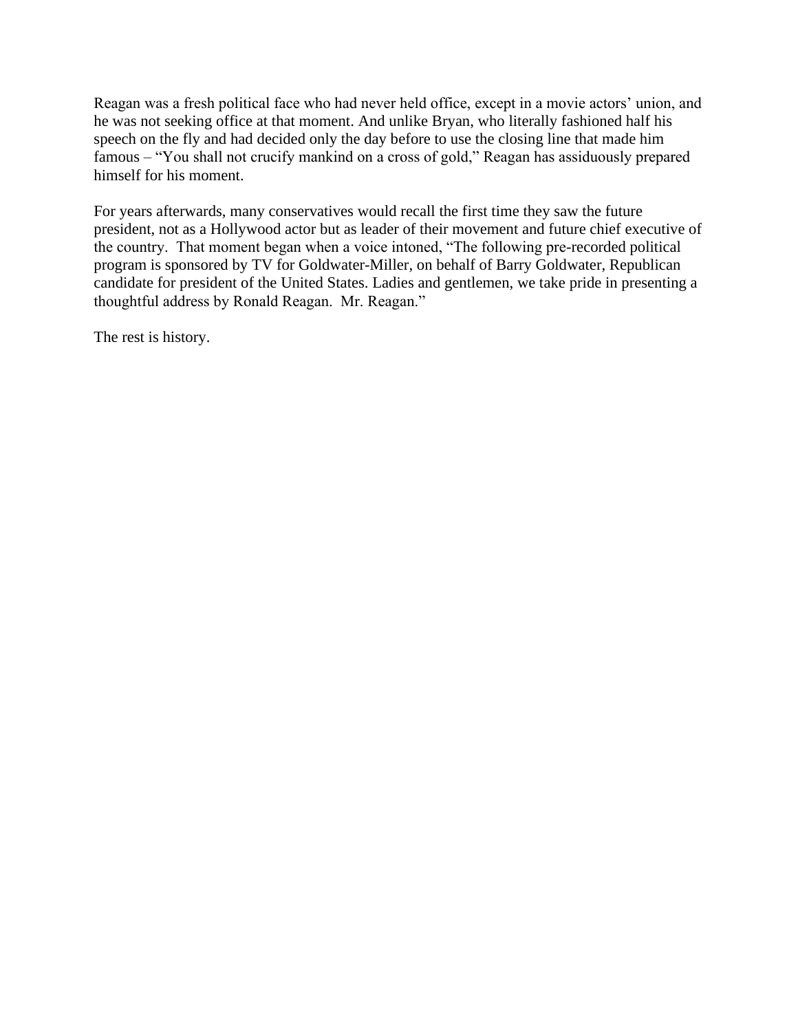Reagan was a fresh political face who had never held office, except in a movie actors' union, and he was not seeking office at that moment. And unlike Bryan, who literally fashioned half his speech on the fly and had decided only the day before to use the closing line that made him famous – "You shall not crucify mankind on a cross of gold," Reagan has assiduously prepared himself for his moment.

For years afterwards, many conservatives would recall the first time they saw the future president, not as a Hollywood actor but as leader of their movement and future chief executive of the country. That moment began when a voice intoned, "The following pre-recorded political program is sponsored by TV for Goldwater-Miller, on behalf of Barry Goldwater, Republican candidate for president of the United States. Ladies and gentlemen, we take pride in presenting a thoughtful address by Ronald Reagan. Mr. Reagan."

The rest is history.